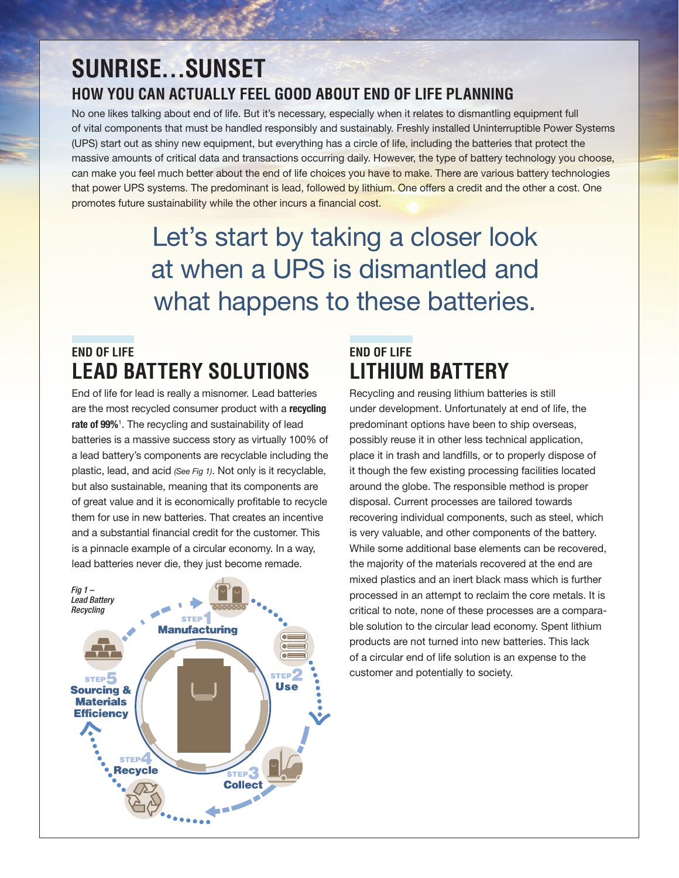# SUNRISE…SUNSET

## HOW YOU CAN ACTUALLY FEEL GOOD ABOUT END OF LIFE PLANNING

No one likes talking about end of life. But it's necessary, especially when it relates to dismantling equipment full of vital components that must be handled responsibly and sustainably. Freshly installed Uninterruptible Power Systems (UPS) start out as shiny new equipment, but everything has a circle of life, including the batteries that protect the massive amounts of critical data and transactions occurring daily. However, the type of battery technology you choose, can make you feel much better about the end of life choices you have to make. There are various battery technologies that power UPS systems. The predominant is lead, followed by lithium. One offers a credit and the other a cost. One promotes future sustainability while the other incurs a financial cost.

Let's start by taking a closer look at when a UPS is dismantled and what happens to these batteries.

## END OF LIFE LEAD BATTERY SOLUTIONS

End of life for lead is really a misnomer. Lead batteries are the most recycled consumer product with a **recycling rate of 99%**[1]. The recycling and sustainability of lead batteries is a massive success story as virtually 100% of a lead battery's components are recyclable including the plastic, lead, and acid *(See Fig 1)*. Not only is it recyclable, but also sustainable, meaning that its components are of great value and it is economically profitable to recycle them for use in new batteries. That creates an incentive and a substantial financial credit for the customer. This is a pinnacle example of a circular economy. In a way, lead batteries never die, they just become remade.

*Fig 1 – Lead Battery Recycling*

- STEP 1 Manufacturing
- STEP 2 Use
- STEP 3 Collect
- STEP 4 Recycle
- STEP 5 Sourcing & Materials Efficiency

## END OF LIFE LITHIUM BATTERY

Recycling and reusing lithium batteries is still under development. Unfortunately at end of life, the predominant options have been to ship overseas, possibly reuse it in other less technical application, place it in trash and landfills, or to properly dispose of it though the few existing processing facilities located around the globe. The responsible method is proper disposal. Current processes are tailored towards recovering individual components, such as steel, which is very valuable, and other components of the battery. While some additional base elements can be recovered, the majority of the materials recovered at the end are mixed plastics and an inert black mass which is further processed in an attempt to reclaim the core metals. It is critical to note, none of these processes are a comparable solution to the circular lead economy. Spent lithium products are not turned into new batteries. This lack of a circular end of life solution is an expense to the customer and potentially to society.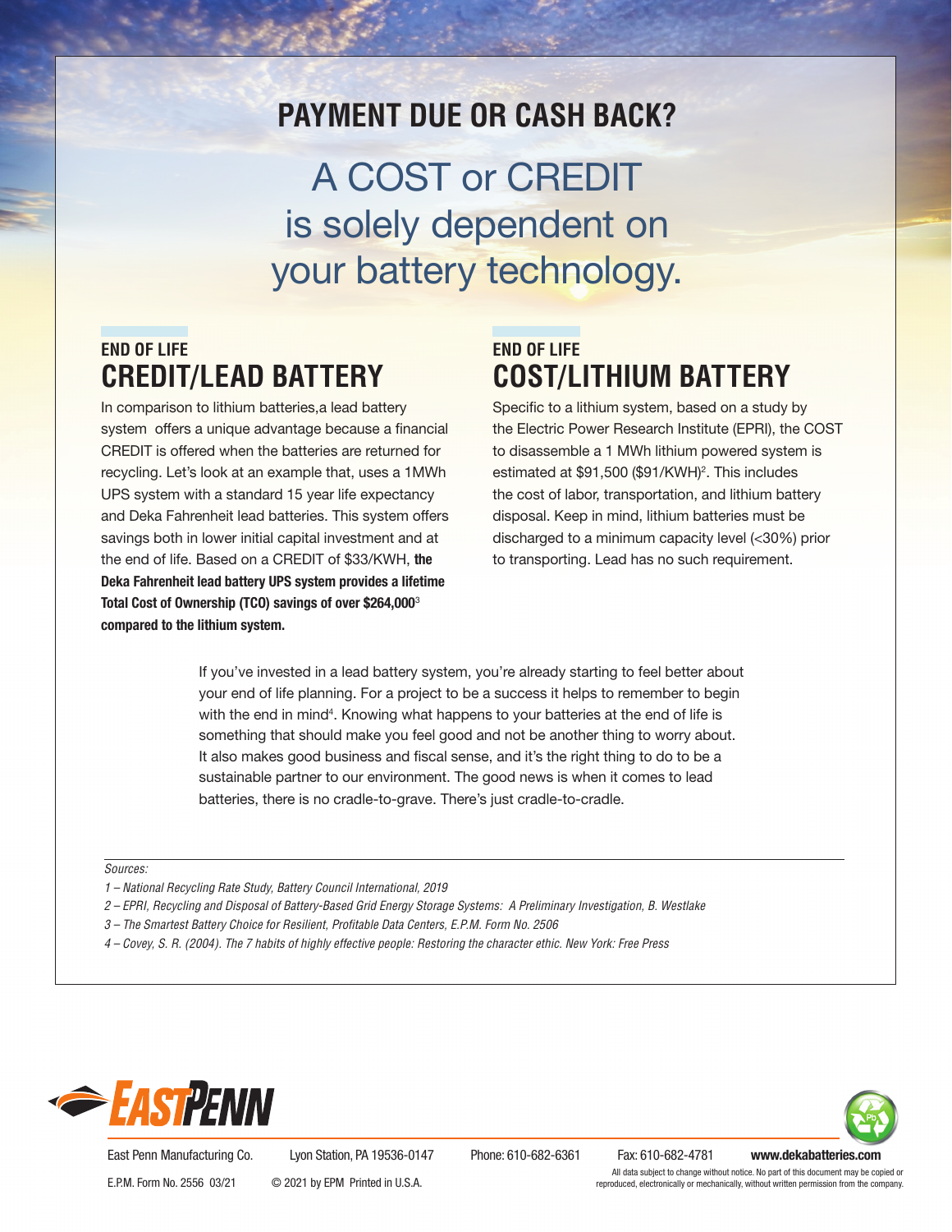## PAYMENT DUE OR CASH BACK?

# A COST or CREDIT is solely dependent on your battery technology.

### END OF LIFE
## CREDIT/LEAD BATTERY

In comparison to lithium batteries,a lead battery system offers a unique advantage because a financial CREDIT is offered when the batteries are returned for recycling. Let's look at an example that, uses a 1MWh UPS system with a standard 15 year life expectancy and Deka Fahrenheit lead batteries. This system offers savings both in lower initial capital investment and at the end of life. Based on a CREDIT of $33/KWH, **the Deka Fahrenheit lead battery UPS system provides a lifetime Total Cost of Ownership (TCO) savings of over $264,000**[3] **compared to the lithium system.**

### END OF LIFE
## COST/LITHIUM BATTERY

Specific to a lithium system, based on a study by the Electric Power Research Institute (EPRI), the COST to disassemble a 1 MWh lithium powered system is estimated at $91,500 ($91/KWH)[2]. This includes the cost of labor, transportation, and lithium battery disposal. Keep in mind, lithium batteries must be discharged to a minimum capacity level (<30%) prior to transporting. Lead has no such requirement.

If you've invested in a lead battery system, you're already starting to feel better about your end of life planning. For a project to be a success it helps to remember to begin with the end in mind[4]. Knowing what happens to your batteries at the end of life is something that should make you feel good and not be another thing to worry about. It also makes good business and fiscal sense, and it's the right thing to do to be a sustainable partner to our environment. The good news is when it comes to lead batteries, there is no cradle-to-grave. There's just cradle-to-cradle.

*Sources:*

*1 – National Recycling Rate Study, Battery Council International, 2019*

*2 – EPRI, Recycling and Disposal of Battery-Based Grid Energy Storage Systems: A Preliminary Investigation, B. Westlake*

*3 – The Smartest Battery Choice for Resilient, Profitable Data Centers, E.P.M. Form No. 2506*

*4 – Covey, S. R. (2004). The 7 habits of highly effective people: Restoring the character ethic. New York: Free Press*

EASTPENN

East Penn Manufacturing Co. Lyon Station, PA 19536-0147 Phone: 610-682-6361 Fax: 610-682-4781 **www.dekabatteries.com**

E.P.M. Form No. 2556 03/21 © 2021 by EPM Printed in U.S.A.

All data subject to change without notice. No part of this document may be copied or reproduced, electronically or mechanically, without written permission from the company.